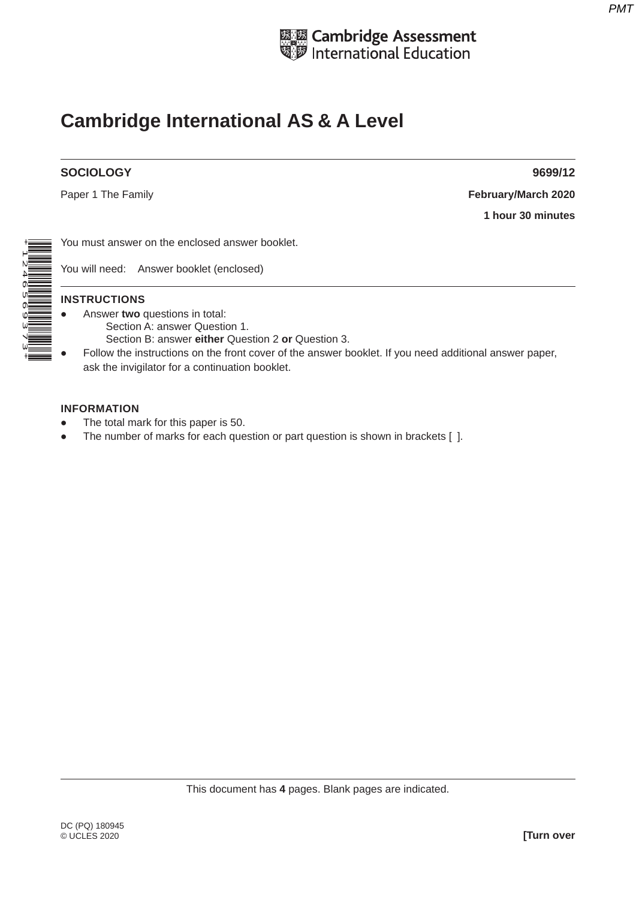Cambridge Assessment International Education

# Cambridge International AS & A Level

**SOCIOLOGY** **9699/12**

Paper 1 The Family **February/March 2020**

**1 hour 30 minutes**

You must answer on the enclosed answer booklet.

You will need: Answer booklet (enclosed)

**INSTRUCTIONS**

- Answer **two** questions in total:
  - Section A: answer Question 1.
  - Section B: answer **either** Question 2 **or** Question 3.
- Follow the instructions on the front cover of the answer booklet. If you need additional answer paper, ask the invigilator for a continuation booklet.

**INFORMATION**

- The total mark for this paper is 50.
- The number of marks for each question or part question is shown in brackets [ ].

This document has **4** pages. Blank pages are indicated.

DC (PQ) 180945
© UCLES 2020

**[Turn over**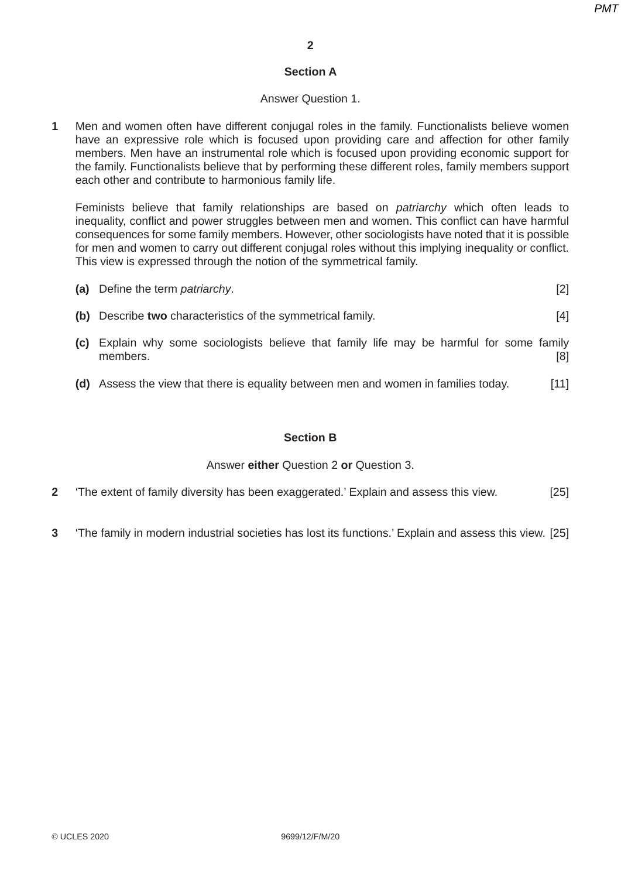## Section A

Answer Question 1.

**1** Men and women often have different conjugal roles in the family. Functionalists believe women have an expressive role which is focused upon providing care and affection for other family members. Men have an instrumental role which is focused upon providing economic support for the family. Functionalists believe that by performing these different roles, family members support each other and contribute to harmonious family life.

Feminists believe that family relationships are based on *patriarchy* which often leads to inequality, conflict and power struggles between men and women. This conflict can have harmful consequences for some family members. However, other sociologists have noted that it is possible for men and women to carry out different conjugal roles without this implying inequality or conflict. This view is expressed through the notion of the symmetrical family.

**(a)** Define the term *patriarchy*. [2]

**(b)** Describe **two** characteristics of the symmetrical family. [4]

**(c)** Explain why some sociologists believe that family life may be harmful for some family members. [8]

**(d)** Assess the view that there is equality between men and women in families today. [11]

## Section B

Answer **either** Question 2 **or** Question 3.

**2** 'The extent of family diversity has been exaggerated.' Explain and assess this view. [25]

**3** 'The family in modern industrial societies has lost its functions.' Explain and assess this view. [25]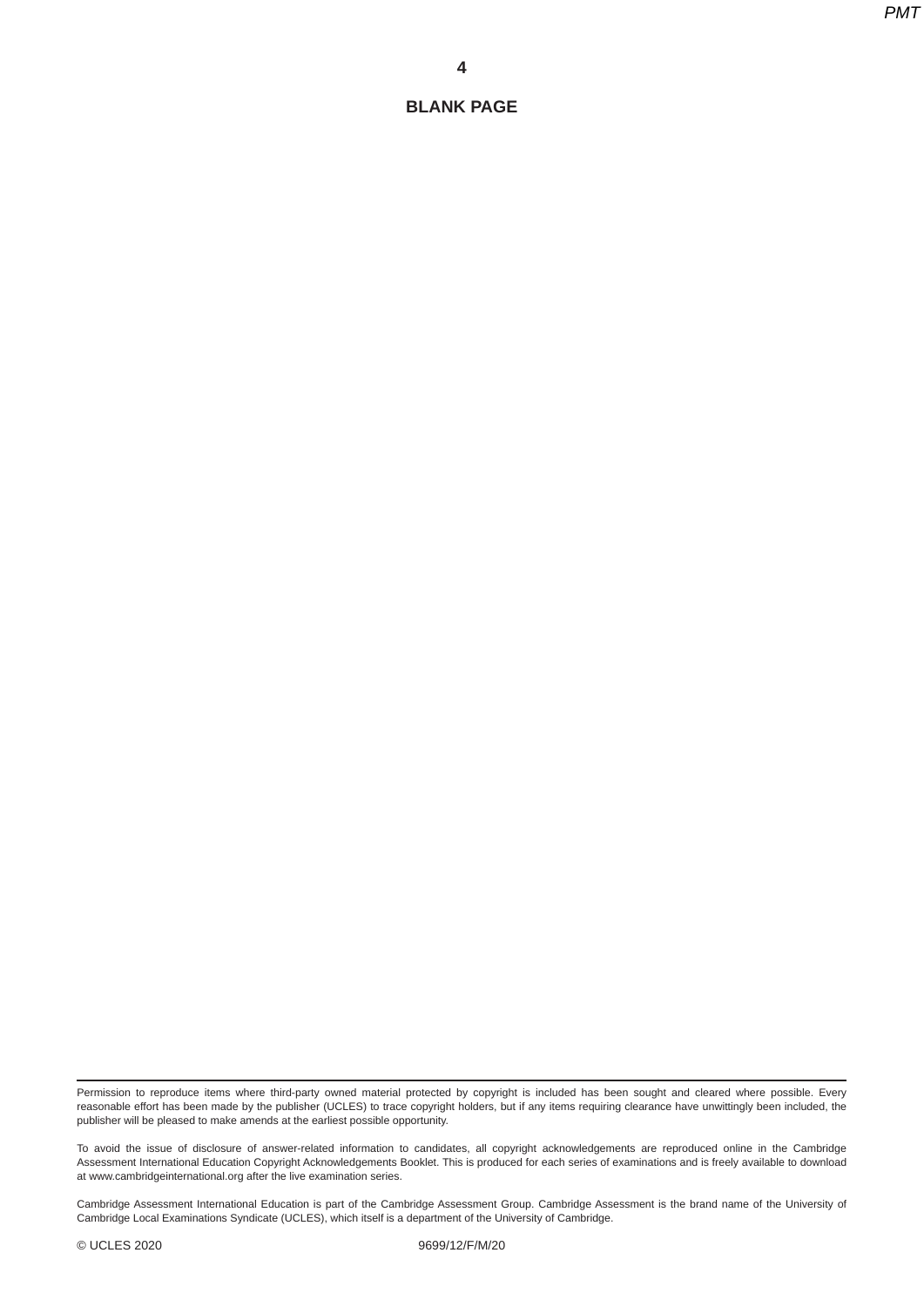**BLANK PAGE**

Permission to reproduce items where third-party owned material protected by copyright is included has been sought and cleared where possible. Every reasonable effort has been made by the publisher (UCLES) to trace copyright holders, but if any items requiring clearance have unwittingly been included, the publisher will be pleased to make amends at the earliest possible opportunity.

To avoid the issue of disclosure of answer-related information to candidates, all copyright acknowledgements are reproduced online in the Cambridge Assessment International Education Copyright Acknowledgements Booklet. This is produced for each series of examinations and is freely available to download at www.cambridgeinternational.org after the live examination series.

Cambridge Assessment International Education is part of the Cambridge Assessment Group. Cambridge Assessment is the brand name of the University of Cambridge Local Examinations Syndicate (UCLES), which itself is a department of the University of Cambridge.